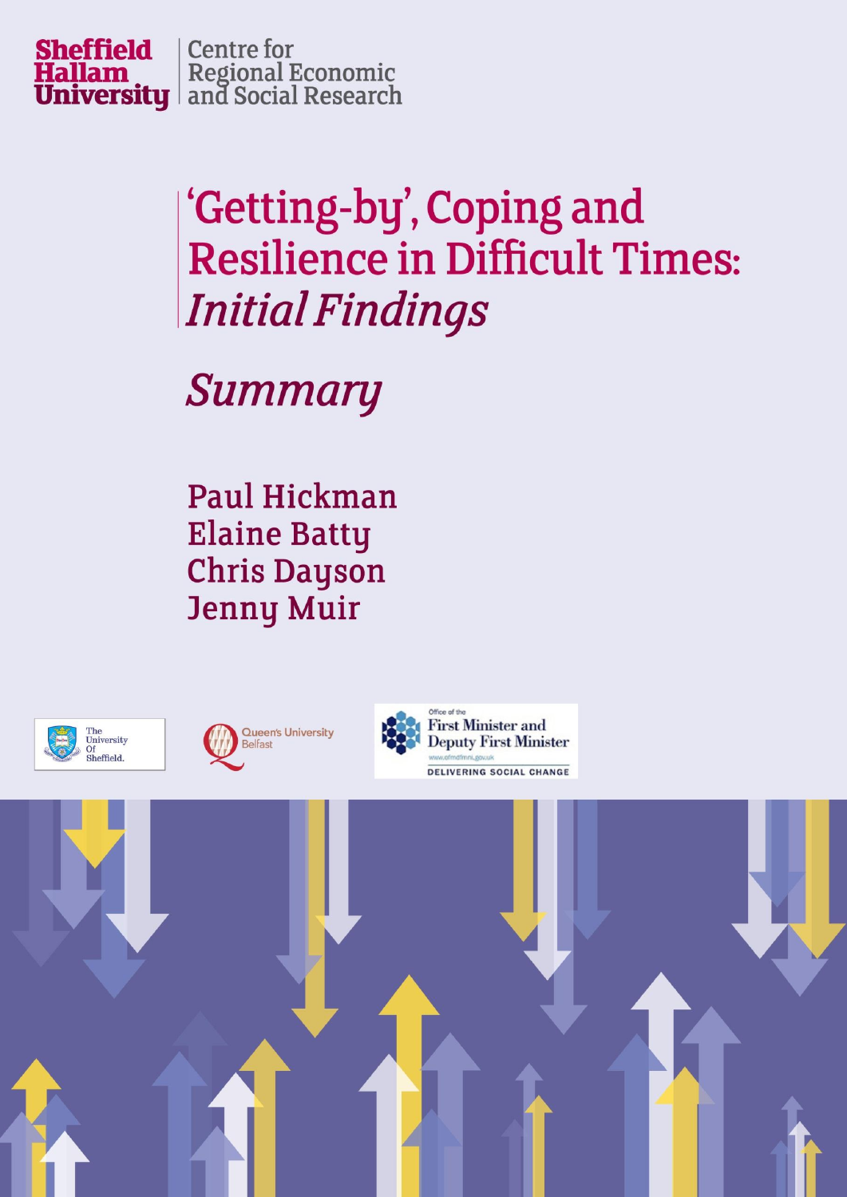Sheffield Hallam University | Centre for Regional Economic and Social Research

# 'Getting-by', Coping and Resilience in Difficult Times: *Initial Findings*

## *Summary*

Paul Hickman
Elaine Batty
Chris Dayson
Jenny Muir

The University Of Sheffield.

Queen's University Belfast

Office of the First Minister and Deputy First Minister
www.ofmdfmni.gov.uk
DELIVERING SOCIAL CHANGE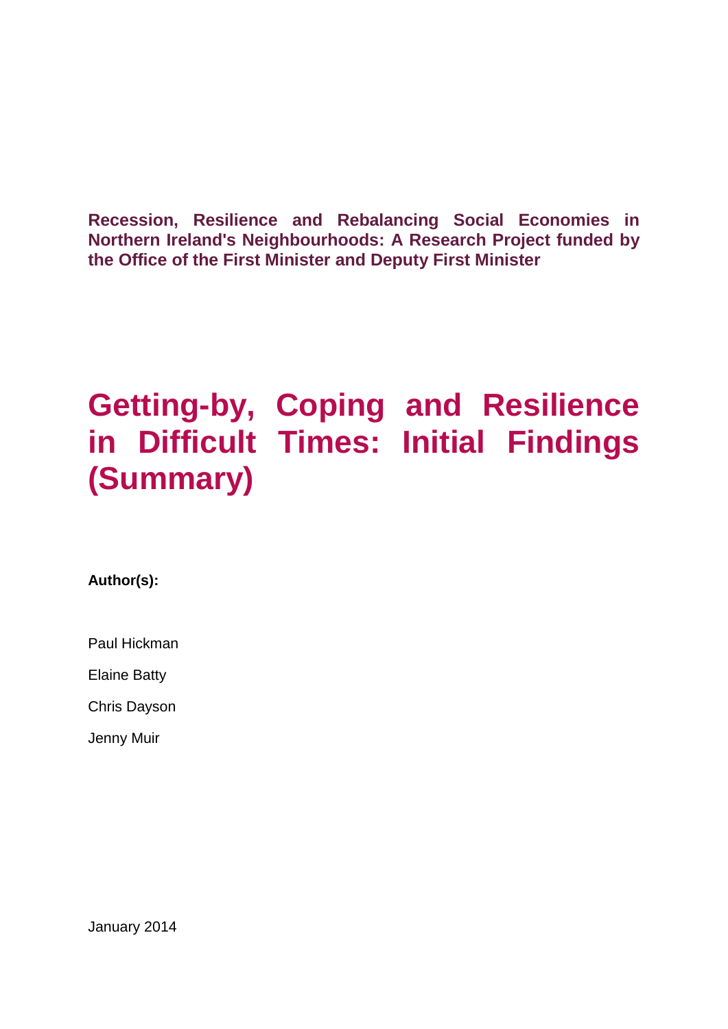**Recession, Resilience and Rebalancing Social Economies in Northern Ireland's Neighbourhoods: A Research Project funded by the Office of the First Minister and Deputy First Minister**

# Getting-by, Coping and Resilience in Difficult Times: Initial Findings (Summary)

**Author(s):**

Paul Hickman

Elaine Batty

Chris Dayson

Jenny Muir

January 2014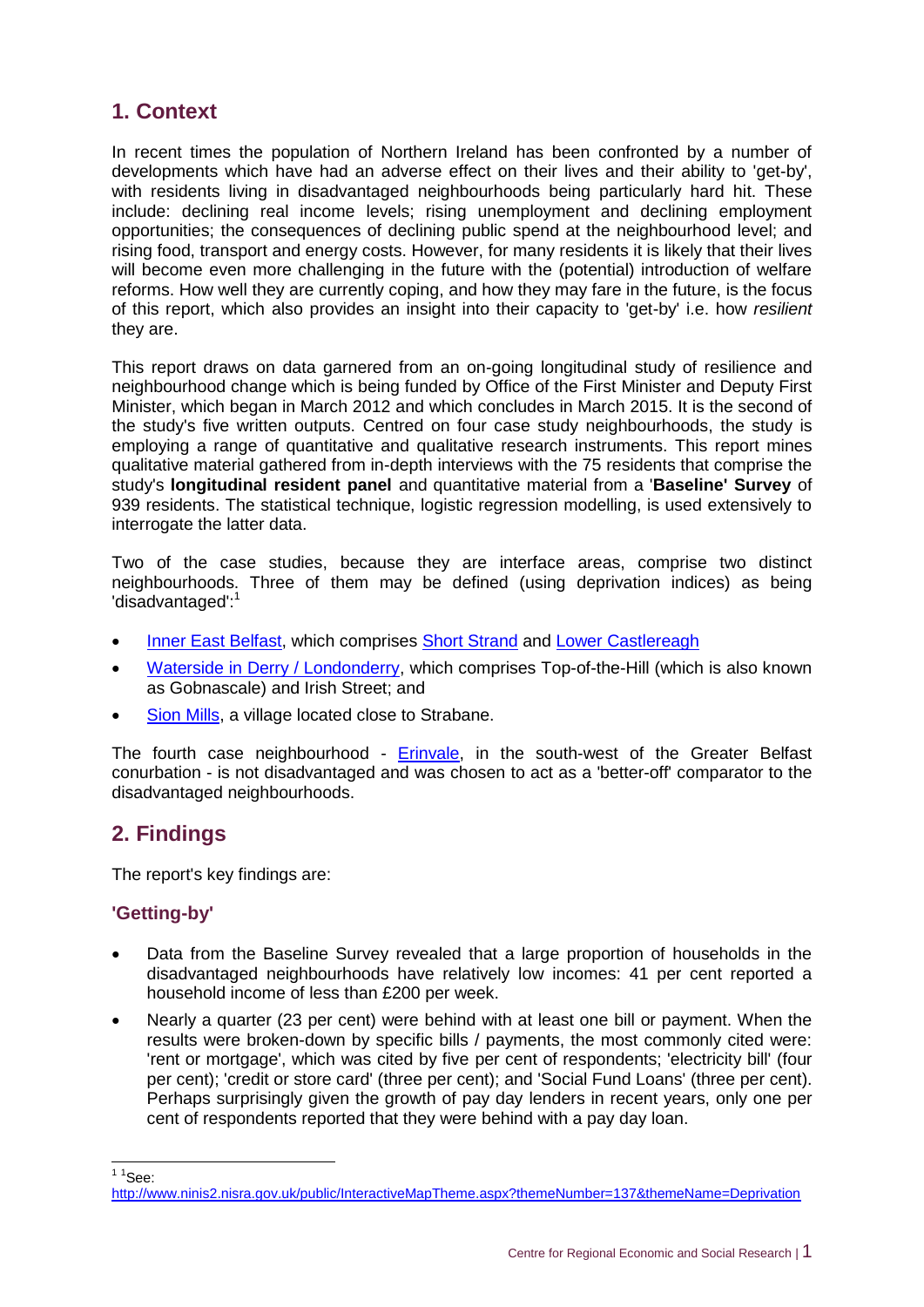## 1. Context

In recent times the population of Northern Ireland has been confronted by a number of developments which have had an adverse effect on their lives and their ability to 'get-by', with residents living in disadvantaged neighbourhoods being particularly hard hit. These include: declining real income levels; rising unemployment and declining employment opportunities; the consequences of declining public spend at the neighbourhood level; and rising food, transport and energy costs. However, for many residents it is likely that their lives will become even more challenging in the future with the (potential) introduction of welfare reforms. How well they are currently coping, and how they may fare in the future, is the focus of this report, which also provides an insight into their capacity to 'get-by' i.e. how *resilient* they are.

This report draws on data garnered from an on-going longitudinal study of resilience and neighbourhood change which is being funded by Office of the First Minister and Deputy First Minister, which began in March 2012 and which concludes in March 2015. It is the second of the study's five written outputs. Centred on four case study neighbourhoods, the study is employing a range of quantitative and qualitative research instruments. This report mines qualitative material gathered from in-depth interviews with the 75 residents that comprise the study's **longitudinal resident panel** and quantitative material from a '**Baseline' Survey** of 939 residents. The statistical technique, logistic regression modelling, is used extensively to interrogate the latter data.

Two of the case studies, because they are interface areas, comprise two distinct neighbourhoods. Three of them may be defined (using deprivation indices) as being 'disadvantaged':[1]

- Inner East Belfast, which comprises Short Strand and Lower Castlereagh
- Waterside in Derry / Londonderry, which comprises Top-of-the-Hill (which is also known as Gobnascale) and Irish Street; and
- Sion Mills, a village located close to Strabane.

The fourth case neighbourhood - Erinvale, in the south-west of the Greater Belfast conurbation - is not disadvantaged and was chosen to act as a 'better-off' comparator to the disadvantaged neighbourhoods.

## 2. Findings

The report's key findings are:

### 'Getting-by'

- Data from the Baseline Survey revealed that a large proportion of households in the disadvantaged neighbourhoods have relatively low incomes: 41 per cent reported a household income of less than £200 per week.
- Nearly a quarter (23 per cent) were behind with at least one bill or payment. When the results were broken-down by specific bills / payments, the most commonly cited were: 'rent or mortgage', which was cited by five per cent of respondents; 'electricity bill' (four per cent); 'credit or store card' (three per cent); and 'Social Fund Loans' (three per cent). Perhaps surprisingly given the growth of pay day lenders in recent years, only one per cent of respondents reported that they were behind with a pay day loan.

---

[1] See: http://www.ninis2.nisra.gov.uk/public/InteractiveMapTheme.aspx?themeNumber=137&themeName=Deprivation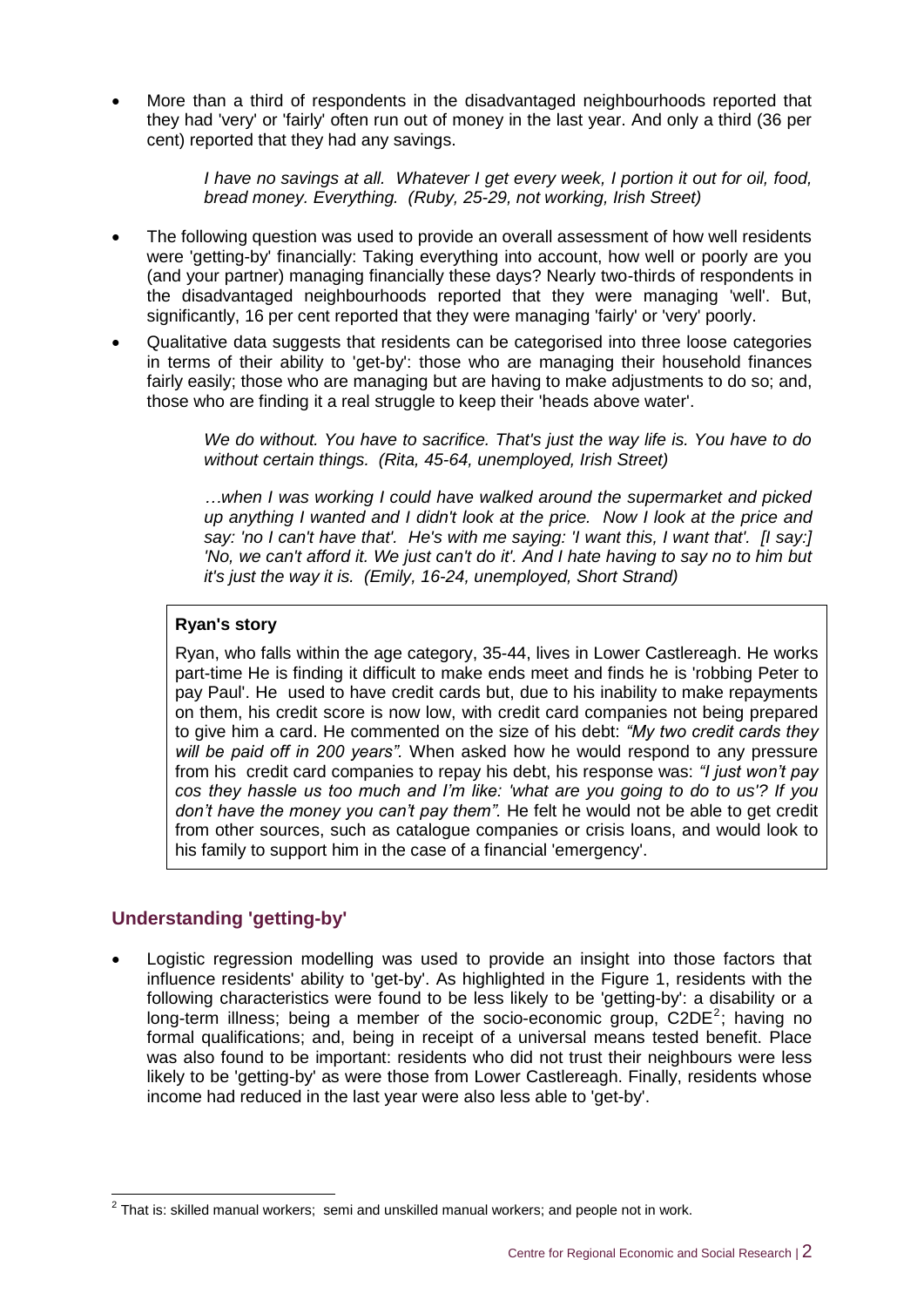- More than a third of respondents in the disadvantaged neighbourhoods reported that they had 'very' or 'fairly' often run out of money in the last year. And only a third (36 per cent) reported that they had any savings.

> *I have no savings at all. Whatever I get every week, I portion it out for oil, food, bread money. Everything. (Ruby, 25-29, not working, Irish Street)*

- The following question was used to provide an overall assessment of how well residents were 'getting-by' financially: Taking everything into account, how well or poorly are you (and your partner) managing financially these days? Nearly two-thirds of respondents in the disadvantaged neighbourhoods reported that they were managing 'well'. But, significantly, 16 per cent reported that they were managing 'fairly' or 'very' poorly.
- Qualitative data suggests that residents can be categorised into three loose categories in terms of their ability to 'get-by': those who are managing their household finances fairly easily; those who are managing but are having to make adjustments to do so; and, those who are finding it a real struggle to keep their 'heads above water'.

> *We do without. You have to sacrifice. That's just the way life is. You have to do without certain things. (Rita, 45-64, unemployed, Irish Street)*
>
> *…when I was working I could have walked around the supermarket and picked up anything I wanted and I didn't look at the price. Now I look at the price and say: 'no I can't have that'. He's with me saying: 'I want this, I want that'. [I say:] 'No, we can't afford it. We just can't do it'. And I hate having to say no to him but it's just the way it is. (Emily, 16-24, unemployed, Short Strand)*

**Ryan's story**

Ryan, who falls within the age category, 35-44, lives in Lower Castlereagh. He works part-time He is finding it difficult to make ends meet and finds he is 'robbing Peter to pay Paul'. He used to have credit cards but, due to his inability to make repayments on them, his credit score is now low, with credit card companies not being prepared to give him a card. He commented on the size of his debt: *"My two credit cards they will be paid off in 200 years"*. When asked how he would respond to any pressure from his credit card companies to repay his debt, his response was: *"I just won't pay cos they hassle us too much and I'm like: 'what are you going to do to us'? If you don't have the money you can't pay them"*. He felt he would not be able to get credit from other sources, such as catalogue companies or crisis loans, and would look to his family to support him in the case of a financial 'emergency'.

## Understanding 'getting-by'

- Logistic regression modelling was used to provide an insight into those factors that influence residents' ability to 'get-by'. As highlighted in the Figure 1, residents with the following characteristics were found to be less likely to be 'getting-by': a disability or a long-term illness; being a member of the socio-economic group, C2DE[2]; having no formal qualifications; and, being in receipt of a universal means tested benefit. Place was also found to be important: residents who did not trust their neighbours were less likely to be 'getting-by' as were those from Lower Castlereagh. Finally, residents whose income had reduced in the last year were also less able to 'get-by'.

[2] That is: skilled manual workers; semi and unskilled manual workers; and people not in work.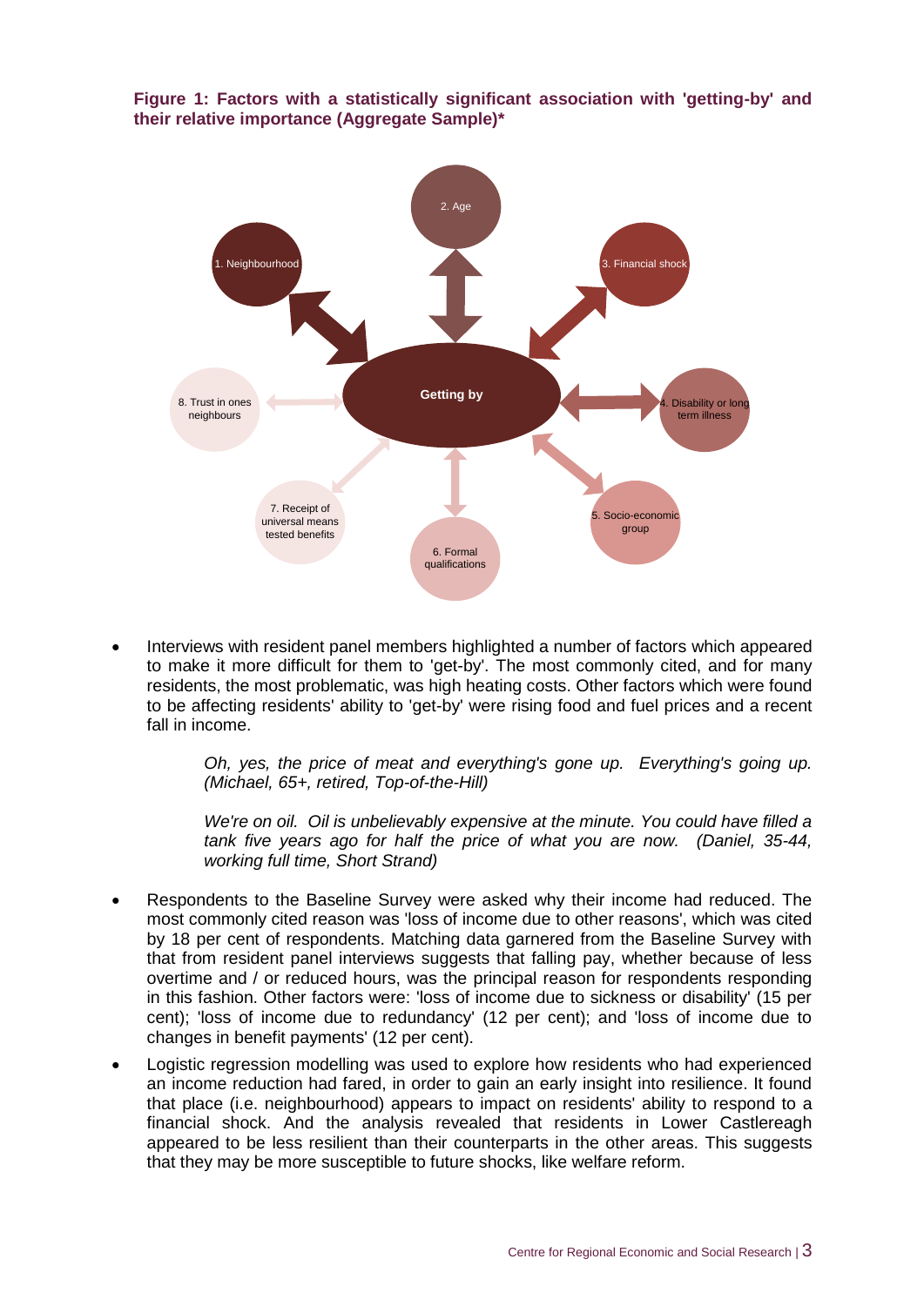**Figure 1: Factors with a statistically significant association with 'getting-by' and their relative importance (Aggregate Sample)***

1. Neighbourhood
2. Age
3. Financial shock
4. Disability or long term illness
5. Socio-economic group
6. Formal qualifications
7. Receipt of universal means tested benefits
8. Trust in ones neighbours

Getting by

- Interviews with resident panel members highlighted a number of factors which appeared to make it more difficult for them to 'get-by'. The most commonly cited, and for many residents, the most problematic, was high heating costs. Other factors which were found to be affecting residents' ability to 'get-by' were rising food and fuel prices and a recent fall in income.

> *Oh, yes, the price of meat and everything's gone up. Everything's going up. (Michael, 65+, retired, Top-of-the-Hill)*
>
> *We're on oil. Oil is unbelievably expensive at the minute. You could have filled a tank five years ago for half the price of what you are now. (Daniel, 35-44, working full time, Short Strand)*

- Respondents to the Baseline Survey were asked why their income had reduced. The most commonly cited reason was 'loss of income due to other reasons', which was cited by 18 per cent of respondents. Matching data garnered from the Baseline Survey with that from resident panel interviews suggests that falling pay, whether because of less overtime and / or reduced hours, was the principal reason for respondents responding in this fashion. Other factors were: 'loss of income due to sickness or disability' (15 per cent); 'loss of income due to redundancy' (12 per cent); and 'loss of income due to changes in benefit payments' (12 per cent).
- Logistic regression modelling was used to explore how residents who had experienced an income reduction had fared, in order to gain an early insight into resilience. It found that place (i.e. neighbourhood) appears to impact on residents' ability to respond to a financial shock. And the analysis revealed that residents in Lower Castlereagh appeared to be less resilient than their counterparts in the other areas. This suggests that they may be more susceptible to future shocks, like welfare reform.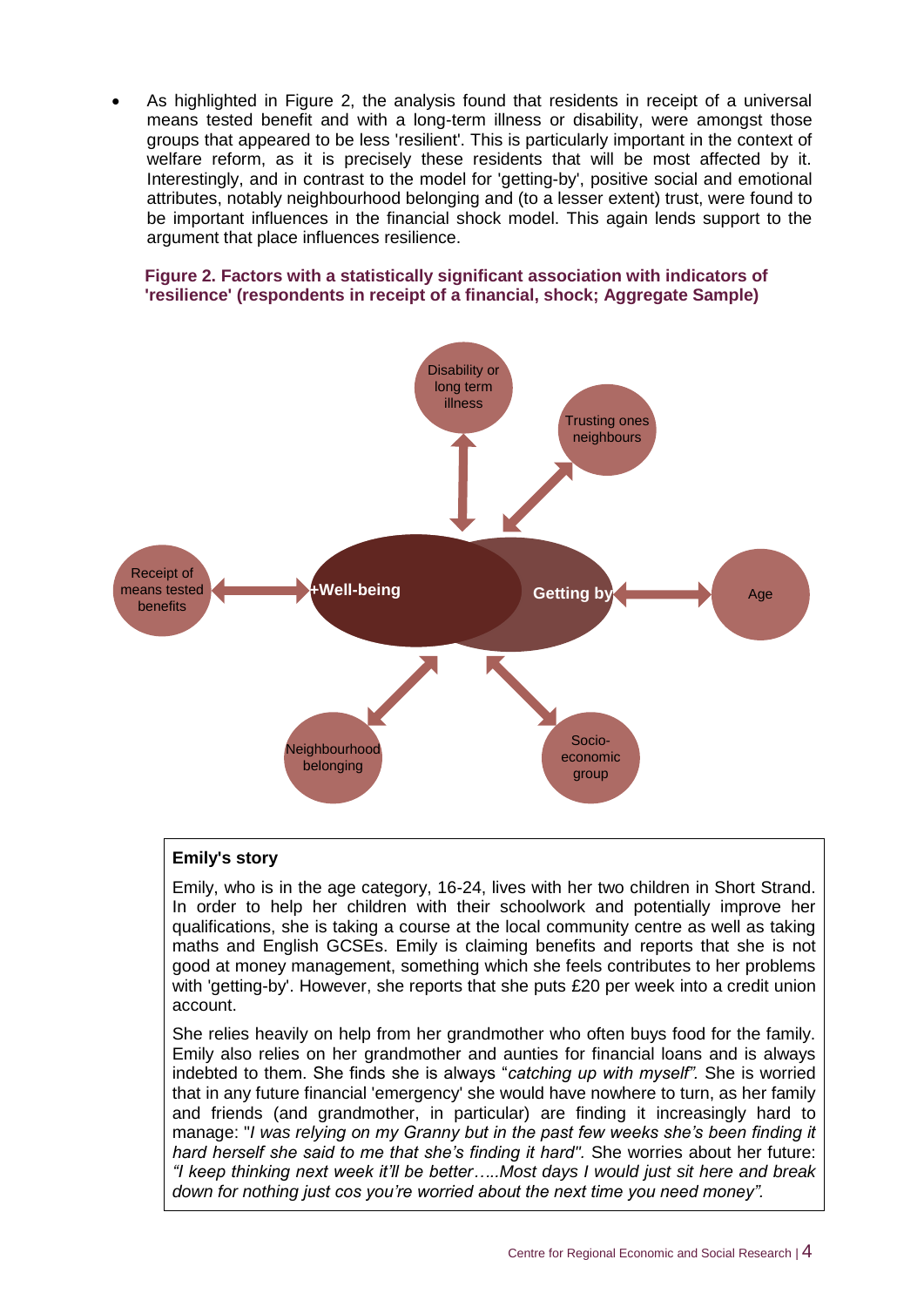- As highlighted in Figure 2, the analysis found that residents in receipt of a universal means tested benefit and with a long-term illness or disability, were amongst those groups that appeared to be less 'resilient'. This is particularly important in the context of welfare reform, as it is precisely these residents that will be most affected by it. Interestingly, and in contrast to the model for 'getting-by', positive social and emotional attributes, notably neighbourhood belonging and (to a lesser extent) trust, were found to be important influences in the financial shock model. This again lends support to the argument that place influences resilience.

**Figure 2. Factors with a statistically significant association with indicators of 'resilience' (respondents in receipt of a financial, shock; Aggregate Sample)**

Disability or long term illness

Trusting ones neighbours

Receipt of means tested benefits

+Well-being

Getting by

Age

Neighbourhood belonging

Socio-economic group

**Emily's story**

Emily, who is in the age category, 16-24, lives with her two children in Short Strand. In order to help her children with their schoolwork and potentially improve her qualifications, she is taking a course at the local community centre as well as taking maths and English GCSEs. Emily is claiming benefits and reports that she is not good at money management, something which she feels contributes to her problems with 'getting-by'. However, she reports that she puts £20 per week into a credit union account.

She relies heavily on help from her grandmother who often buys food for the family. Emily also relies on her grandmother and aunties for financial loans and is always indebted to them. She finds she is always "*catching up with myself*". She is worried that in any future financial 'emergency' she would have nowhere to turn, as her family and friends (and grandmother, in particular) are finding it increasingly hard to manage: "*I was relying on my Granny but in the past few weeks she's been finding it hard herself she said to me that she's finding it hard*". She worries about her future: *"I keep thinking next week it'll be better…..Most days I would just sit here and break down for nothing just cos you're worried about the next time you need money"*.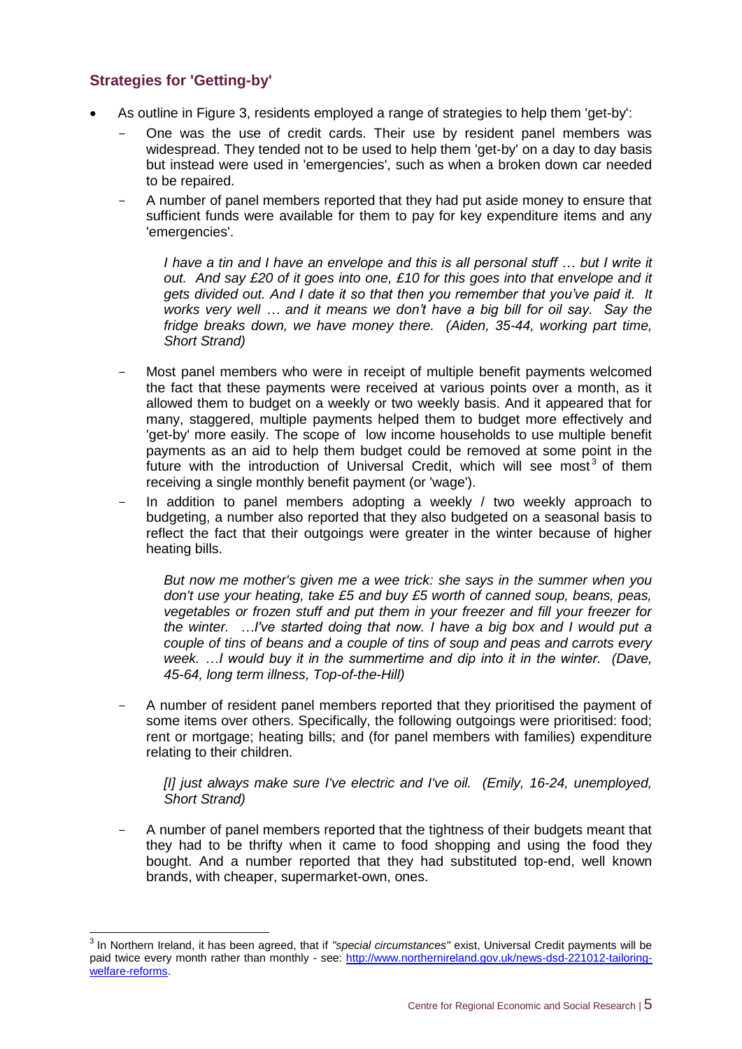## Strategies for 'Getting-by'

- As outline in Figure 3, residents employed a range of strategies to help them 'get-by':
  - One was the use of credit cards. Their use by resident panel members was widespread. They tended not to be used to help them 'get-by' on a day to day basis but instead were used in 'emergencies', such as when a broken down car needed to be repaired.
  - A number of panel members reported that they had put aside money to ensure that sufficient funds were available for them to pay for key expenditure items and any 'emergencies'.

    > *I have a tin and I have an envelope and this is all personal stuff … but I write it out. And say £20 of it goes into one, £10 for this goes into that envelope and it gets divided out. And I date it so that then you remember that you've paid it. It works very well … and it means we don't have a big bill for oil say. Say the fridge breaks down, we have money there. (Aiden, 35-44, working part time, Short Strand)*

  - Most panel members who were in receipt of multiple benefit payments welcomed the fact that these payments were received at various points over a month, as it allowed them to budget on a weekly or two weekly basis. And it appeared that for many, staggered, multiple payments helped them to budget more effectively and 'get-by' more easily. The scope of low income households to use multiple benefit payments as an aid to help them budget could be removed at some point in the future with the introduction of Universal Credit, which will see most[3] of them receiving a single monthly benefit payment (or 'wage').
  - In addition to panel members adopting a weekly / two weekly approach to budgeting, a number also reported that they also budgeted on a seasonal basis to reflect the fact that their outgoings were greater in the winter because of higher heating bills.

    > *But now me mother's given me a wee trick: she says in the summer when you don't use your heating, take £5 and buy £5 worth of canned soup, beans, peas, vegetables or frozen stuff and put them in your freezer and fill your freezer for the winter. …I've started doing that now. I have a big box and I would put a couple of tins of beans and a couple of tins of soup and peas and carrots every week. …I would buy it in the summertime and dip into it in the winter. (Dave, 45-64, long term illness, Top-of-the-Hill)*

  - A number of resident panel members reported that they prioritised the payment of some items over others. Specifically, the following outgoings were prioritised: food; rent or mortgage; heating bills; and (for panel members with families) expenditure relating to their children.

    > *[I] just always make sure I've electric and I've oil. (Emily, 16-24, unemployed, Short Strand)*

  - A number of panel members reported that the tightness of their budgets meant that they had to be thrifty when it came to food shopping and using the food they bought. And a number reported that they had substituted top-end, well known brands, with cheaper, supermarket-own, ones.

---

[3] In Northern Ireland, it has been agreed, that if *"special circumstances"* exist, Universal Credit payments will be paid twice every month rather than monthly - see: http://www.northernireland.gov.uk/news-dsd-221012-tailoring-welfare-reforms.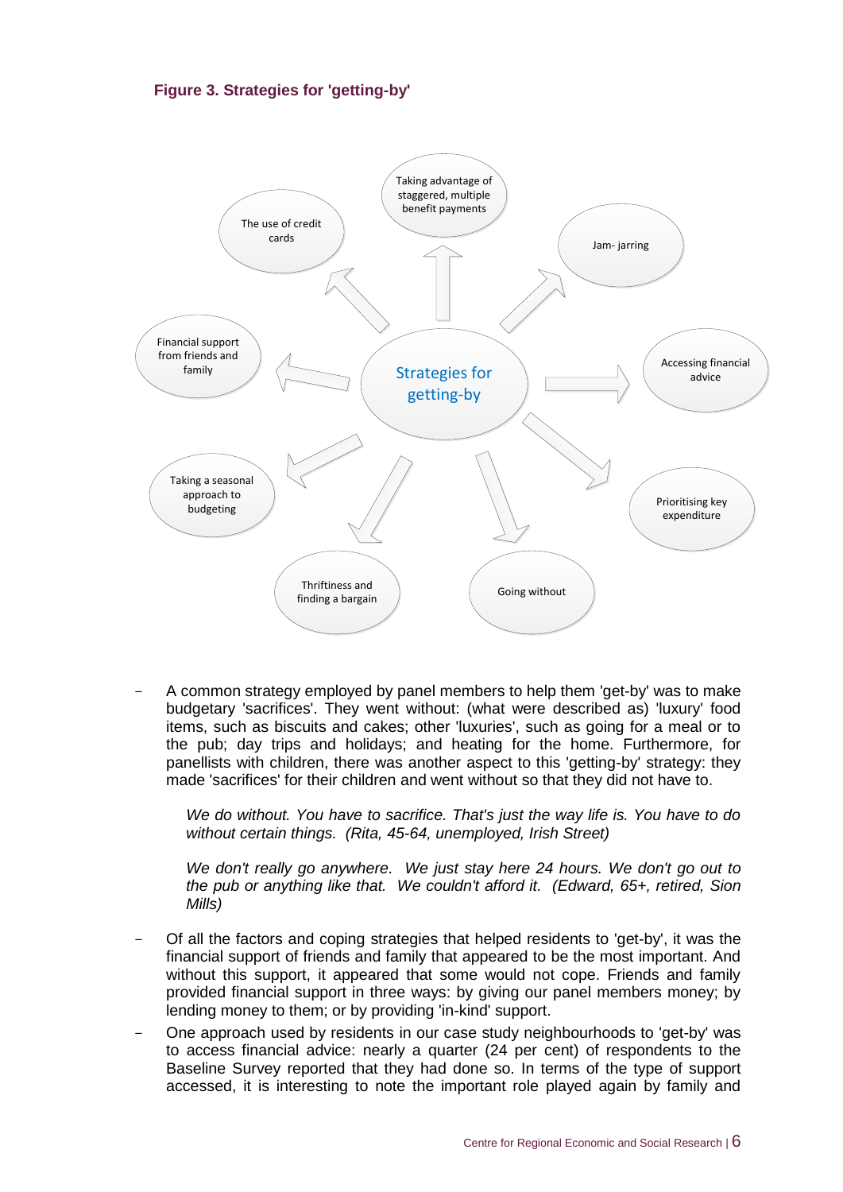**Figure 3. Strategies for 'getting-by'**

Strategies for getting-by

- Taking advantage of staggered, multiple benefit payments
- Jam- jarring
- Accessing financial advice
- Prioritising key expenditure
- Going without
- Thriftiness and finding a bargain
- Taking a seasonal approach to budgeting
- Financial support from friends and family
- The use of credit cards

- A common strategy employed by panel members to help them 'get-by' was to make budgetary 'sacrifices'. They went without: (what were described as) 'luxury' food items, such as biscuits and cakes; other 'luxuries', such as going for a meal or to the pub; day trips and holidays; and heating for the home. Furthermore, for panellists with children, there was another aspect to this 'getting-by' strategy: they made 'sacrifices' for their children and went without so that they did not have to.

  *We do without. You have to sacrifice. That's just the way life is. You have to do without certain things. (Rita, 45-64, unemployed, Irish Street)*

  *We don't really go anywhere. We just stay here 24 hours. We don't go out to the pub or anything like that. We couldn't afford it. (Edward, 65+, retired, Sion Mills)*

- Of all the factors and coping strategies that helped residents to 'get-by', it was the financial support of friends and family that appeared to be the most important. And without this support, it appeared that some would not cope. Friends and family provided financial support in three ways: by giving our panel members money; by lending money to them; or by providing 'in-kind' support.
- One approach used by residents in our case study neighbourhoods to 'get-by' was to access financial advice: nearly a quarter (24 per cent) of respondents to the Baseline Survey reported that they had done so. In terms of the type of support accessed, it is interesting to note the important role played again by family and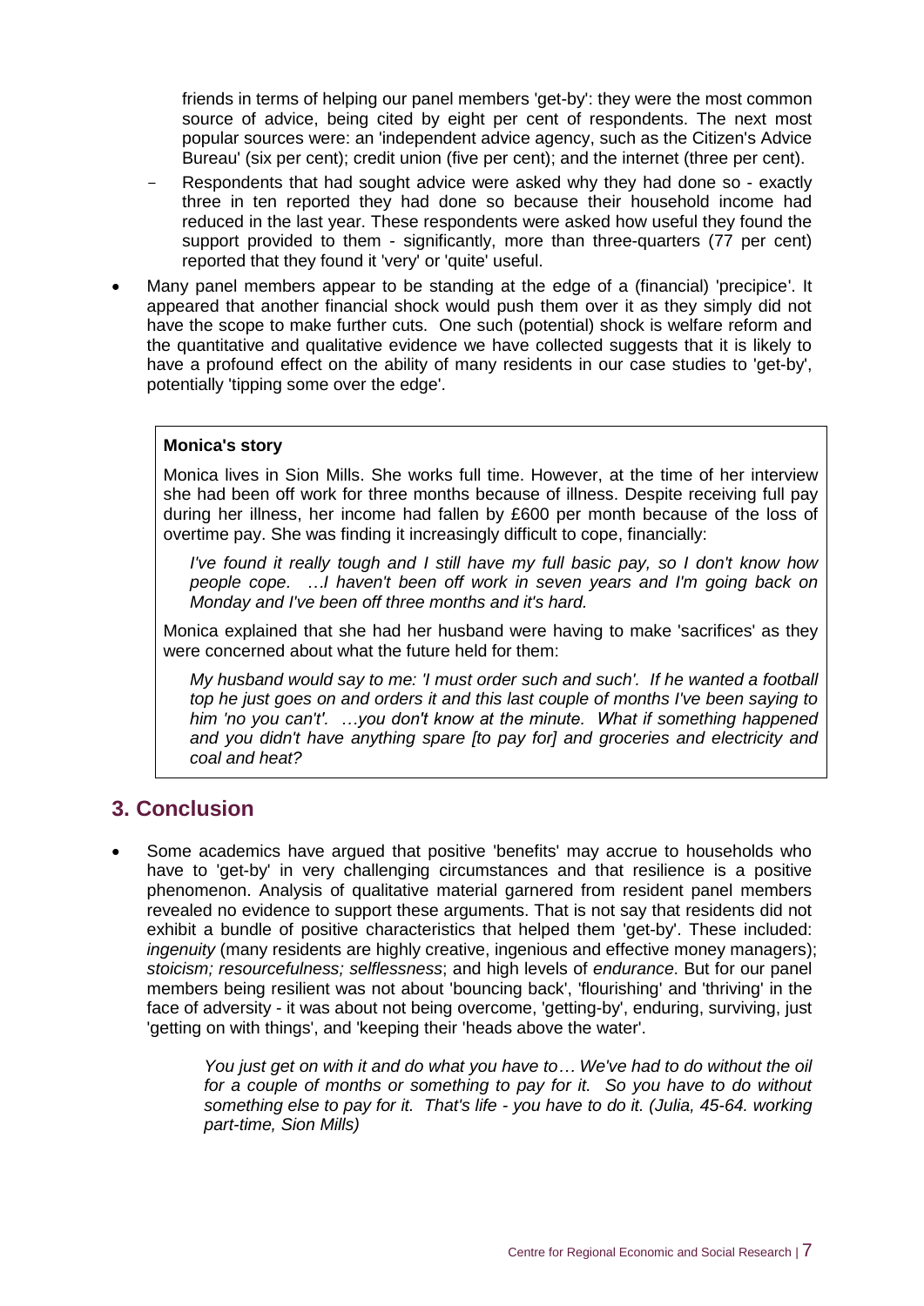friends in terms of helping our panel members 'get-by': they were the most common source of advice, being cited by eight per cent of respondents. The next most popular sources were: an 'independent advice agency, such as the Citizen's Advice Bureau' (six per cent); credit union (five per cent); and the internet (three per cent).

- Respondents that had sought advice were asked why they had done so - exactly three in ten reported they had done so because their household income had reduced in the last year. These respondents were asked how useful they found the support provided to them - significantly, more than three-quarters (77 per cent) reported that they found it 'very' or 'quite' useful.

- Many panel members appear to be standing at the edge of a (financial) 'precipice'. It appeared that another financial shock would push them over it as they simply did not have the scope to make further cuts. One such (potential) shock is welfare reform and the quantitative and qualitative evidence we have collected suggests that it is likely to have a profound effect on the ability of many residents in our case studies to 'get-by', potentially 'tipping some over the edge'.

> **Monica's story**
>
> Monica lives in Sion Mills. She works full time. However, at the time of her interview she had been off work for three months because of illness. Despite receiving full pay during her illness, her income had fallen by £600 per month because of the loss of overtime pay. She was finding it increasingly difficult to cope, financially:
>
> *I've found it really tough and I still have my full basic pay, so I don't know how people cope. …I haven't been off work in seven years and I'm going back on Monday and I've been off three months and it's hard.*
>
> Monica explained that she had her husband were having to make 'sacrifices' as they were concerned about what the future held for them:
>
> *My husband would say to me: 'I must order such and such'. If he wanted a football top he just goes on and orders it and this last couple of months I've been saying to him 'no you can't'. …you don't know at the minute. What if something happened and you didn't have anything spare [to pay for] and groceries and electricity and coal and heat?*

## 3. Conclusion

- Some academics have argued that positive 'benefits' may accrue to households who have to 'get-by' in very challenging circumstances and that resilience is a positive phenomenon. Analysis of qualitative material garnered from resident panel members revealed no evidence to support these arguments. That is not say that residents did not exhibit a bundle of positive characteristics that helped them 'get-by'. These included: *ingenuity* (many residents are highly creative, ingenious and effective money managers); *stoicism; resourcefulness; selflessness*; and high levels of *endurance*. But for our panel members being resilient was not about 'bouncing back', 'flourishing' and 'thriving' in the face of adversity - it was about not being overcome, 'getting-by', enduring, surviving, just 'getting on with things', and 'keeping their 'heads above the water'.

> *You just get on with it and do what you have to… We've had to do without the oil for a couple of months or something to pay for it. So you have to do without something else to pay for it. That's life - you have to do it. (Julia, 45-64. working part-time, Sion Mills)*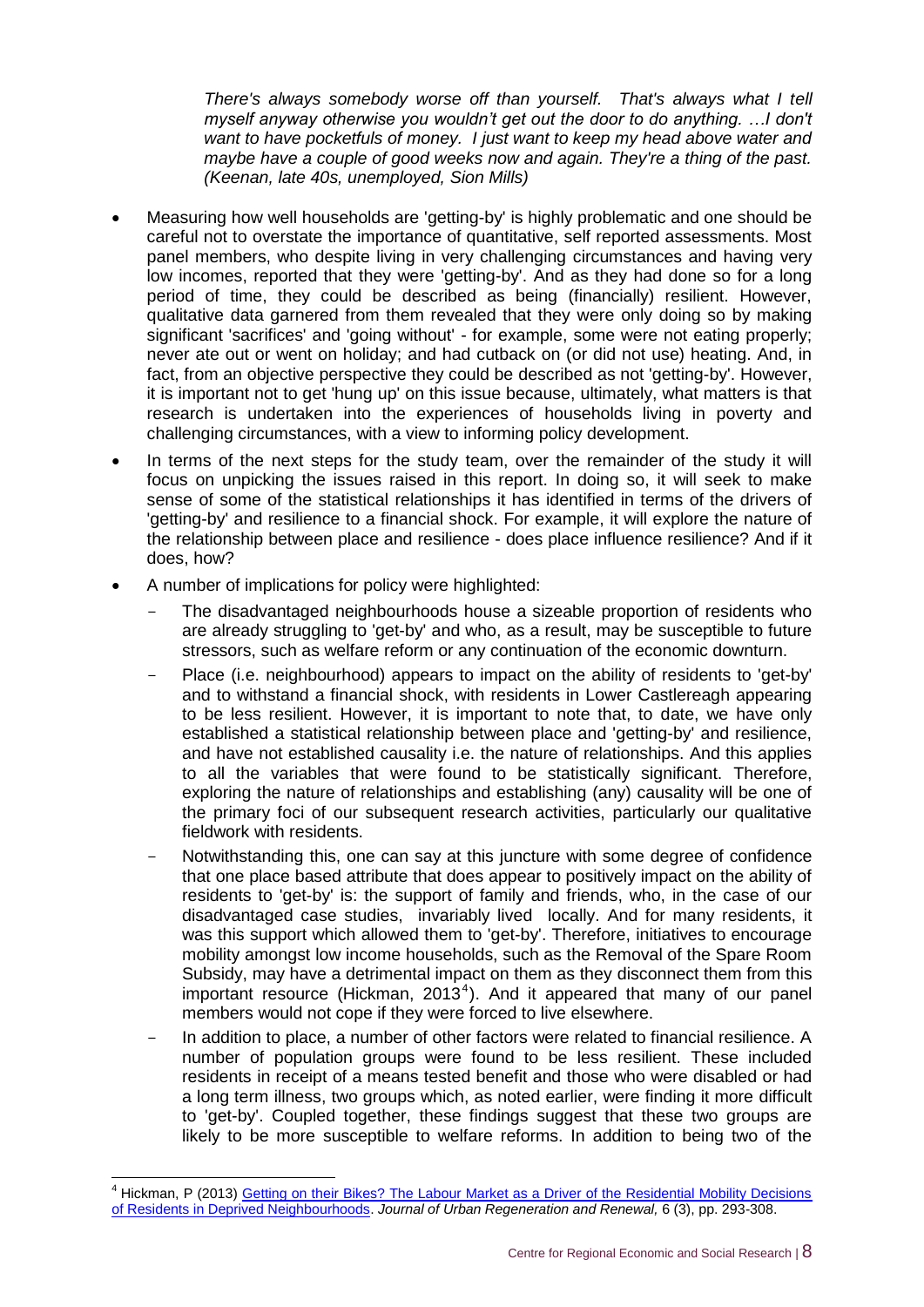*There's always somebody worse off than yourself. That's always what I tell myself anyway otherwise you wouldn't get out the door to do anything. …I don't want to have pocketfuls of money. I just want to keep my head above water and maybe have a couple of good weeks now and again. They're a thing of the past. (Keenan, late 40s, unemployed, Sion Mills)*

- Measuring how well households are 'getting-by' is highly problematic and one should be careful not to overstate the importance of quantitative, self reported assessments. Most panel members, who despite living in very challenging circumstances and having very low incomes, reported that they were 'getting-by'. And as they had done so for a long period of time, they could be described as being (financially) resilient. However, qualitative data garnered from them revealed that they were only doing so by making significant 'sacrifices' and 'going without' - for example, some were not eating properly; never ate out or went on holiday; and had cutback on (or did not use) heating. And, in fact, from an objective perspective they could be described as not 'getting-by'. However, it is important not to get 'hung up' on this issue because, ultimately, what matters is that research is undertaken into the experiences of households living in poverty and challenging circumstances, with a view to informing policy development.
- In terms of the next steps for the study team, over the remainder of the study it will focus on unpicking the issues raised in this report. In doing so, it will seek to make sense of some of the statistical relationships it has identified in terms of the drivers of 'getting-by' and resilience to a financial shock. For example, it will explore the nature of the relationship between place and resilience - does place influence resilience? And if it does, how?
- A number of implications for policy were highlighted:
  - The disadvantaged neighbourhoods house a sizeable proportion of residents who are already struggling to 'get-by' and who, as a result, may be susceptible to future stressors, such as welfare reform or any continuation of the economic downturn.
  - Place (i.e. neighbourhood) appears to impact on the ability of residents to 'get-by' and to withstand a financial shock, with residents in Lower Castlereagh appearing to be less resilient. However, it is important to note that, to date, we have only established a statistical relationship between place and 'getting-by' and resilience, and have not established causality i.e. the nature of relationships. And this applies to all the variables that were found to be statistically significant. Therefore, exploring the nature of relationships and establishing (any) causality will be one of the primary foci of our subsequent research activities, particularly our qualitative fieldwork with residents.
  - Notwithstanding this, one can say at this juncture with some degree of confidence that one place based attribute that does appear to positively impact on the ability of residents to 'get-by' is: the support of family and friends, who, in the case of our disadvantaged case studies, invariably lived locally. And for many residents, it was this support which allowed them to 'get-by'. Therefore, initiatives to encourage mobility amongst low income households, such as the Removal of the Spare Room Subsidy, may have a detrimental impact on them as they disconnect them from this important resource (Hickman, 2013[4]). And it appeared that many of our panel members would not cope if they were forced to live elsewhere.
  - In addition to place, a number of other factors were related to financial resilience. A number of population groups were found to be less resilient. These included residents in receipt of a means tested benefit and those who were disabled or had a long term illness, two groups which, as noted earlier, were finding it more difficult to 'get-by'. Coupled together, these findings suggest that these two groups are likely to be more susceptible to welfare reforms. In addition to being two of the

[4] Hickman, P (2013) Getting on their Bikes? The Labour Market as a Driver of the Residential Mobility Decisions of Residents in Deprived Neighbourhoods. *Journal of Urban Regeneration and Renewal,* 6 (3), pp. 293-308.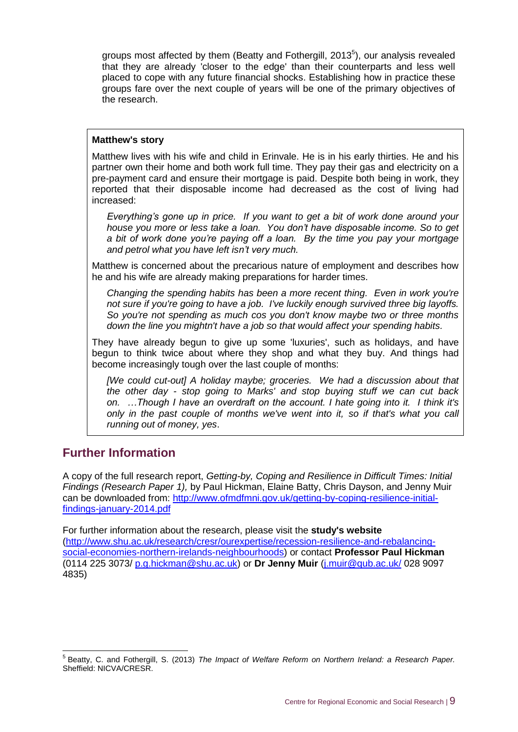groups most affected by them (Beatty and Fothergill, 2013[5]), our analysis revealed that they are already 'closer to the edge' than their counterparts and less well placed to cope with any future financial shocks. Establishing how in practice these groups fare over the next couple of years will be one of the primary objectives of the research.

**Matthew's story**

Matthew lives with his wife and child in Erinvale. He is in his early thirties. He and his partner own their home and both work full time. They pay their gas and electricity on a pre-payment card and ensure their mortgage is paid. Despite both being in work, they reported that their disposable income had decreased as the cost of living had increased:

> *Everything's gone up in price. If you want to get a bit of work done around your house you more or less take a loan. You don't have disposable income. So to get a bit of work done you're paying off a loan. By the time you pay your mortgage and petrol what you have left isn't very much.*

Matthew is concerned about the precarious nature of employment and describes how he and his wife are already making preparations for harder times.

> *Changing the spending habits has been a more recent thing. Even in work you're not sure if you're going to have a job. I've luckily enough survived three big layoffs. So you're not spending as much cos you don't know maybe two or three months down the line you mightn't have a job so that would affect your spending habits.*

They have already begun to give up some 'luxuries', such as holidays, and have begun to think twice about where they shop and what they buy. And things had become increasingly tough over the last couple of months:

> *[We could cut-out] A holiday maybe; groceries. We had a discussion about that the other day - stop going to Marks' and stop buying stuff we can cut back on. …Though I have an overdraft on the account. I hate going into it. I think it's only in the past couple of months we've went into it, so if that's what you call running out of money, yes.*

## Further Information

A copy of the full research report, *Getting-by, Coping and Resilience in Difficult Times: Initial Findings (Research Paper 1),* by Paul Hickman, Elaine Batty, Chris Dayson, and Jenny Muir can be downloaded from: http://www.ofmdfmni.gov.uk/getting-by-coping-resilience-initial-findings-january-2014.pdf

For further information about the research, please visit the **study's website** (http://www.shu.ac.uk/research/cresr/ourexpertise/recession-resilience-and-rebalancing-social-economies-northern-irelands-neighbourhoods) or contact **Professor Paul Hickman** (0114 225 3073/ p.g.hickman@shu.ac.uk) or **Dr Jenny Muir** (j.muir@qub.ac.uk/ 028 9097 4835)

[5] Beatty, C. and Fothergill, S. (2013) *The Impact of Welfare Reform on Northern Ireland: a Research Paper.* Sheffield: NICVA/CRESR.